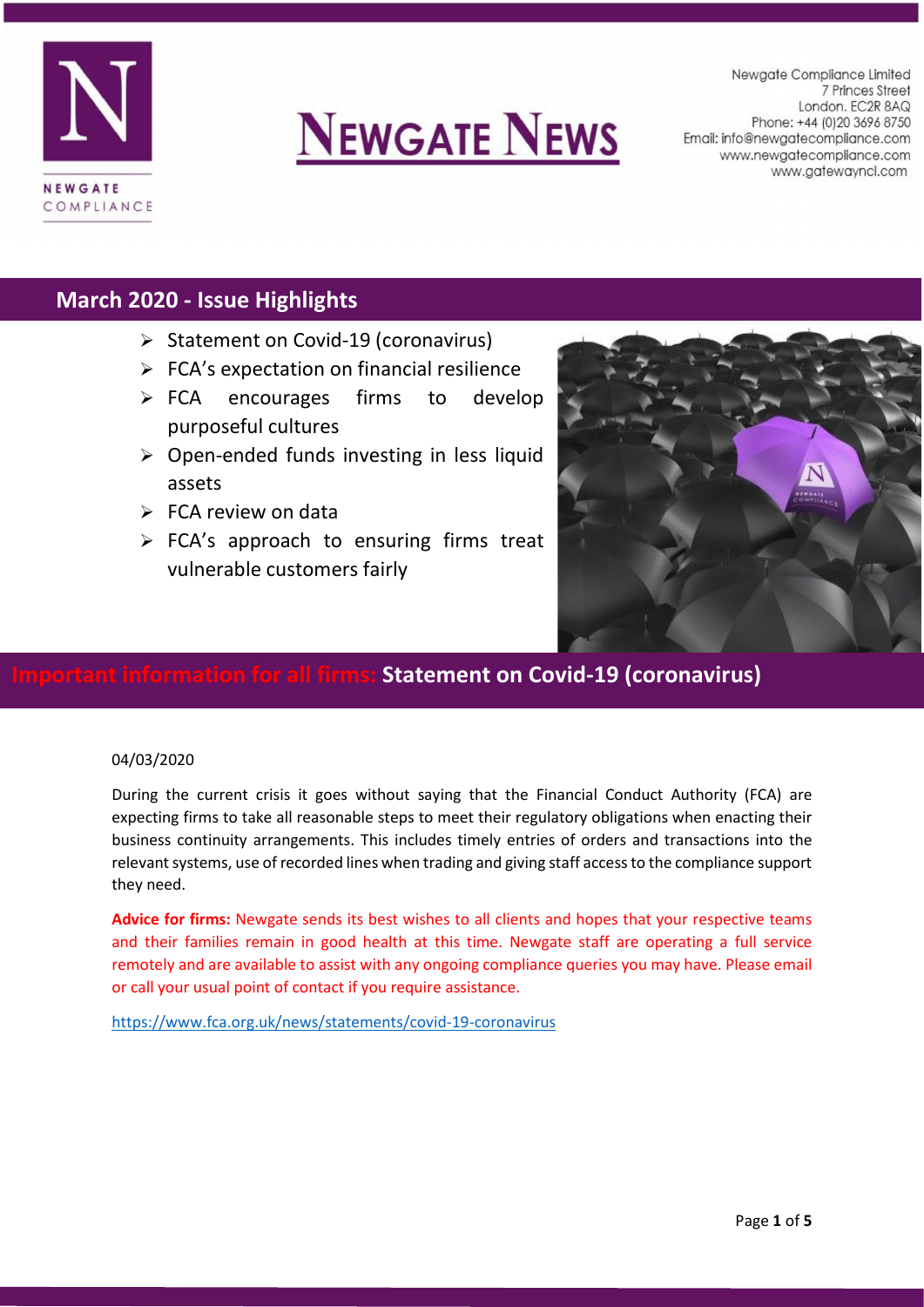NEWGATE COMPLIANCE

# NEWGATE NEWS

Newgate Compliance Limited
7 Princes Street
London. EC2R 8AQ
Phone: +44 (0)20 3696 8750
Email: info@newgatecompliance.com
www.newgatecompliance.com
www.gatewayncl.com

## March 2020 - Issue Highlights

- Statement on Covid-19 (coronavirus)
- FCA's expectation on financial resilience
- FCA encourages firms to develop purposeful cultures
- Open-ended funds investing in less liquid assets
- FCA review on data
- FCA's approach to ensuring firms treat vulnerable customers fairly

## Important information for all firms: Statement on Covid-19 (coronavirus)

04/03/2020

During the current crisis it goes without saying that the Financial Conduct Authority (FCA) are expecting firms to take all reasonable steps to meet their regulatory obligations when enacting their business continuity arrangements. This includes timely entries of orders and transactions into the relevant systems, use of recorded lines when trading and giving staff access to the compliance support they need.

**Advice for firms:** Newgate sends its best wishes to all clients and hopes that your respective teams and their families remain in good health at this time. Newgate staff are operating a full service remotely and are available to assist with any ongoing compliance queries you may have. Please email or call your usual point of contact if you require assistance.

https://www.fca.org.uk/news/statements/covid-19-coronavirus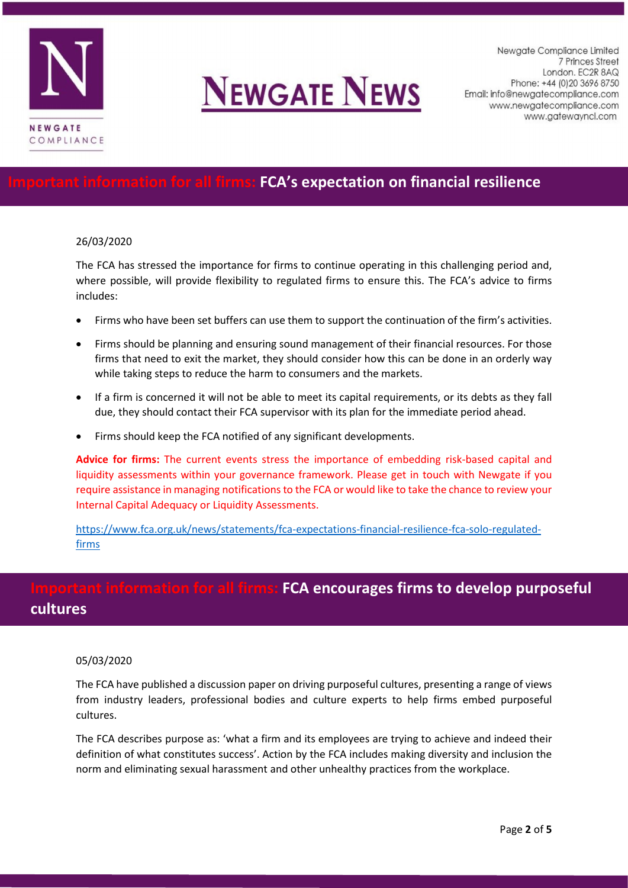## Important information for all firms: FCA's expectation on financial resilience

26/03/2020

The FCA has stressed the importance for firms to continue operating in this challenging period and, where possible, will provide flexibility to regulated firms to ensure this. The FCA's advice to firms includes:

- Firms who have been set buffers can use them to support the continuation of the firm's activities.
- Firms should be planning and ensuring sound management of their financial resources. For those firms that need to exit the market, they should consider how this can be done in an orderly way while taking steps to reduce the harm to consumers and the markets.
- If a firm is concerned it will not be able to meet its capital requirements, or its debts as they fall due, they should contact their FCA supervisor with its plan for the immediate period ahead.
- Firms should keep the FCA notified of any significant developments.

**Advice for firms:** The current events stress the importance of embedding risk-based capital and liquidity assessments within your governance framework. Please get in touch with Newgate if you require assistance in managing notifications to the FCA or would like to take the chance to review your Internal Capital Adequacy or Liquidity Assessments.

https://www.fca.org.uk/news/statements/fca-expectations-financial-resilience-fca-solo-regulated-firms

## Important information for all firms: FCA encourages firms to develop purposeful cultures

05/03/2020

The FCA have published a discussion paper on driving purposeful cultures, presenting a range of views from industry leaders, professional bodies and culture experts to help firms embed purposeful cultures.

The FCA describes purpose as: 'what a firm and its employees are trying to achieve and indeed their definition of what constitutes success'. Action by the FCA includes making diversity and inclusion the norm and eliminating sexual harassment and other unhealthy practices from the workplace.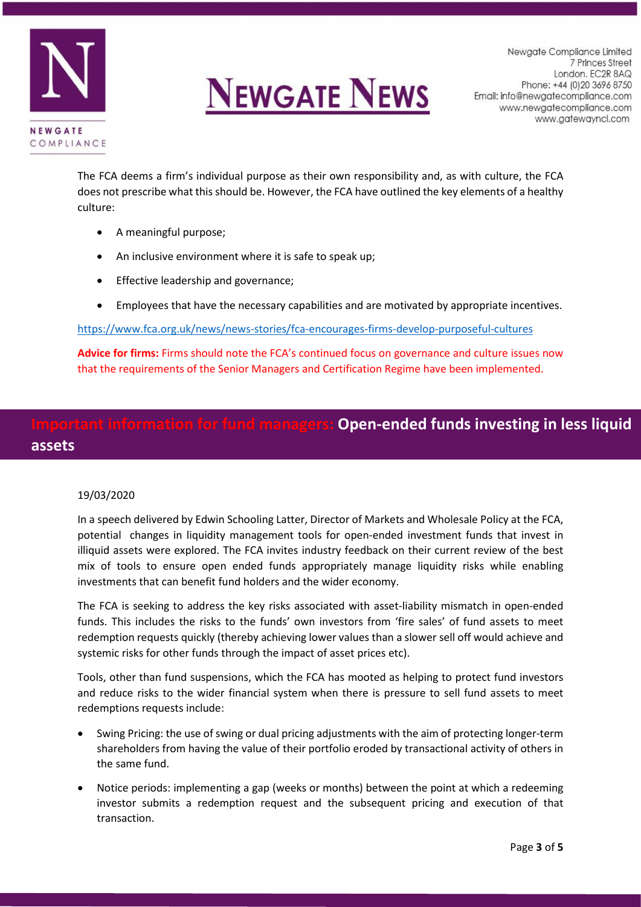The FCA deems a firm's individual purpose as their own responsibility and, as with culture, the FCA does not prescribe what this should be. However, the FCA have outlined the key elements of a healthy culture:

- A meaningful purpose;
- An inclusive environment where it is safe to speak up;
- Effective leadership and governance;
- Employees that have the necessary capabilities and are motivated by appropriate incentives.

https://www.fca.org.uk/news/news-stories/fca-encourages-firms-develop-purposeful-cultures

**Advice for firms:** Firms should note the FCA's continued focus on governance and culture issues now that the requirements of the Senior Managers and Certification Regime have been implemented.

## Important information for fund managers: Open-ended funds investing in less liquid assets

19/03/2020

In a speech delivered by Edwin Schooling Latter, Director of Markets and Wholesale Policy at the FCA, potential changes in liquidity management tools for open-ended investment funds that invest in illiquid assets were explored. The FCA invites industry feedback on their current review of the best mix of tools to ensure open ended funds appropriately manage liquidity risks while enabling investments that can benefit fund holders and the wider economy.

The FCA is seeking to address the key risks associated with asset-liability mismatch in open-ended funds. This includes the risks to the funds' own investors from 'fire sales' of fund assets to meet redemption requests quickly (thereby achieving lower values than a slower sell off would achieve and systemic risks for other funds through the impact of asset prices etc).

Tools, other than fund suspensions, which the FCA has mooted as helping to protect fund investors and reduce risks to the wider financial system when there is pressure to sell fund assets to meet redemptions requests include:

- Swing Pricing: the use of swing or dual pricing adjustments with the aim of protecting longer-term shareholders from having the value of their portfolio eroded by transactional activity of others in the same fund.
- Notice periods: implementing a gap (weeks or months) between the point at which a redeeming investor submits a redemption request and the subsequent pricing and execution of that transaction.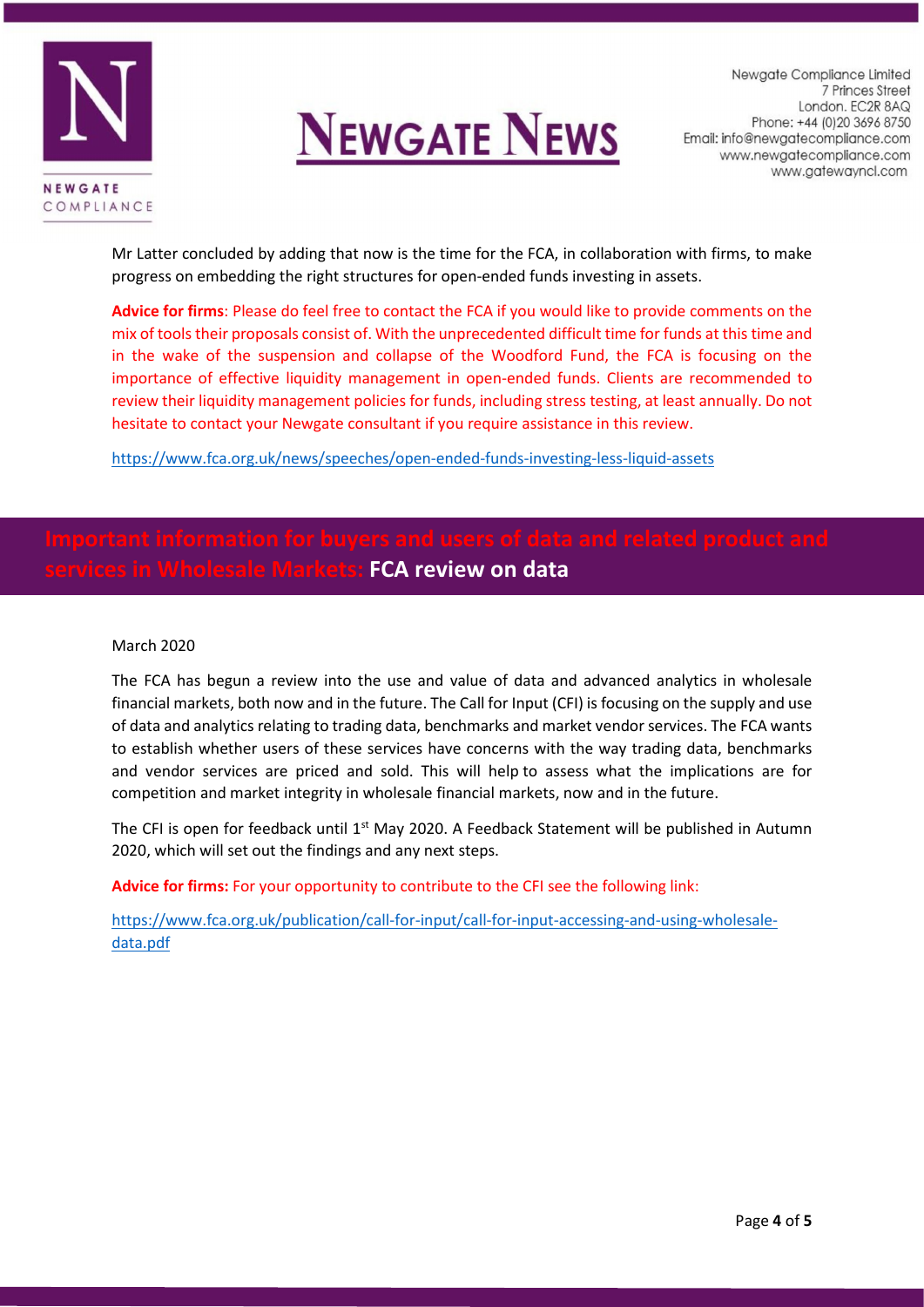Mr Latter concluded by adding that now is the time for the FCA, in collaboration with firms, to make progress on embedding the right structures for open-ended funds investing in assets.

**Advice for firms**: Please do feel free to contact the FCA if you would like to provide comments on the mix of tools their proposals consist of. With the unprecedented difficult time for funds at this time and in the wake of the suspension and collapse of the Woodford Fund, the FCA is focusing on the importance of effective liquidity management in open-ended funds. Clients are recommended to review their liquidity management policies for funds, including stress testing, at least annually. Do not hesitate to contact your Newgate consultant if you require assistance in this review.

https://www.fca.org.uk/news/speeches/open-ended-funds-investing-less-liquid-assets

## Important information for buyers and users of data and related product and services in Wholesale Markets: FCA review on data

March 2020

The FCA has begun a review into the use and value of data and advanced analytics in wholesale financial markets, both now and in the future. The Call for Input (CFI) is focusing on the supply and use of data and analytics relating to trading data, benchmarks and market vendor services. The FCA wants to establish whether users of these services have concerns with the way trading data, benchmarks and vendor services are priced and sold. This will help to assess what the implications are for competition and market integrity in wholesale financial markets, now and in the future.

The CFI is open for feedback until 1st May 2020. A Feedback Statement will be published in Autumn 2020, which will set out the findings and any next steps.

**Advice for firms:** For your opportunity to contribute to the CFI see the following link:

https://www.fca.org.uk/publication/call-for-input/call-for-input-accessing-and-using-wholesale-data.pdf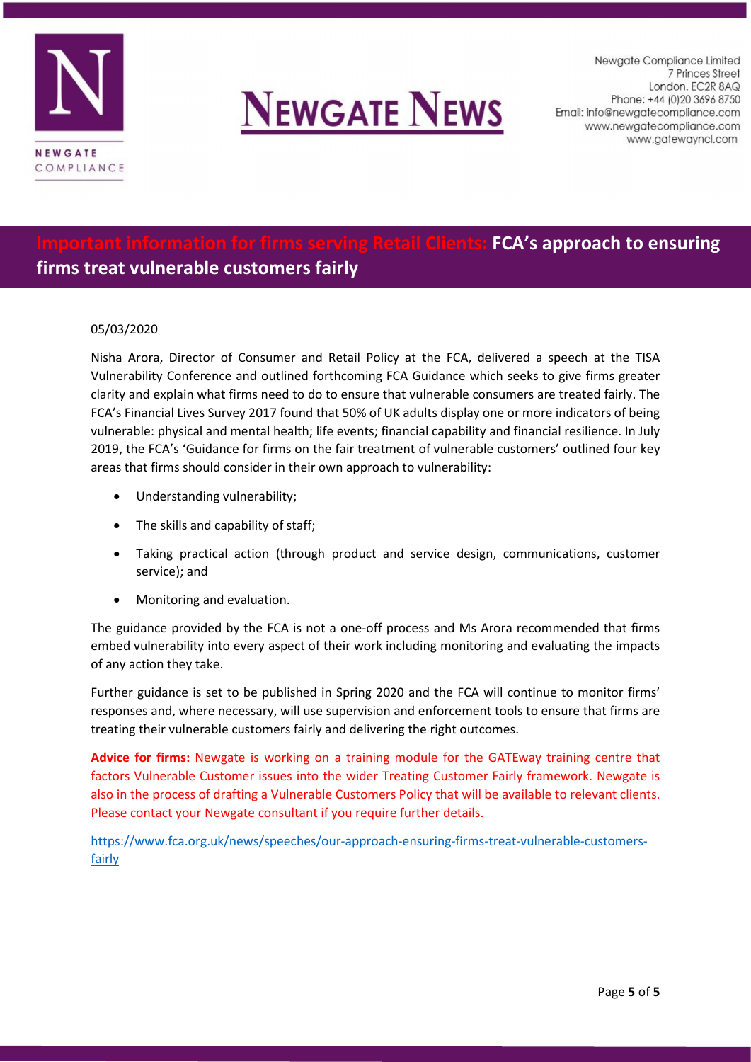## Important information for firms serving Retail Clients: FCA's approach to ensuring firms treat vulnerable customers fairly

05/03/2020

Nisha Arora, Director of Consumer and Retail Policy at the FCA, delivered a speech at the TISA Vulnerability Conference and outlined forthcoming FCA Guidance which seeks to give firms greater clarity and explain what firms need to do to ensure that vulnerable consumers are treated fairly. The FCA's Financial Lives Survey 2017 found that 50% of UK adults display one or more indicators of being vulnerable: physical and mental health; life events; financial capability and financial resilience. In July 2019, the FCA's 'Guidance for firms on the fair treatment of vulnerable customers' outlined four key areas that firms should consider in their own approach to vulnerability:

- Understanding vulnerability;
- The skills and capability of staff;
- Taking practical action (through product and service design, communications, customer service); and
- Monitoring and evaluation.

The guidance provided by the FCA is not a one-off process and Ms Arora recommended that firms embed vulnerability into every aspect of their work including monitoring and evaluating the impacts of any action they take.

Further guidance is set to be published in Spring 2020 and the FCA will continue to monitor firms' responses and, where necessary, will use supervision and enforcement tools to ensure that firms are treating their vulnerable customers fairly and delivering the right outcomes.

**Advice for firms:** Newgate is working on a training module for the GATEway training centre that factors Vulnerable Customer issues into the wider Treating Customer Fairly framework. Newgate is also in the process of drafting a Vulnerable Customers Policy that will be available to relevant clients. Please contact your Newgate consultant if you require further details.

https://www.fca.org.uk/news/speeches/our-approach-ensuring-firms-treat-vulnerable-customers-fairly